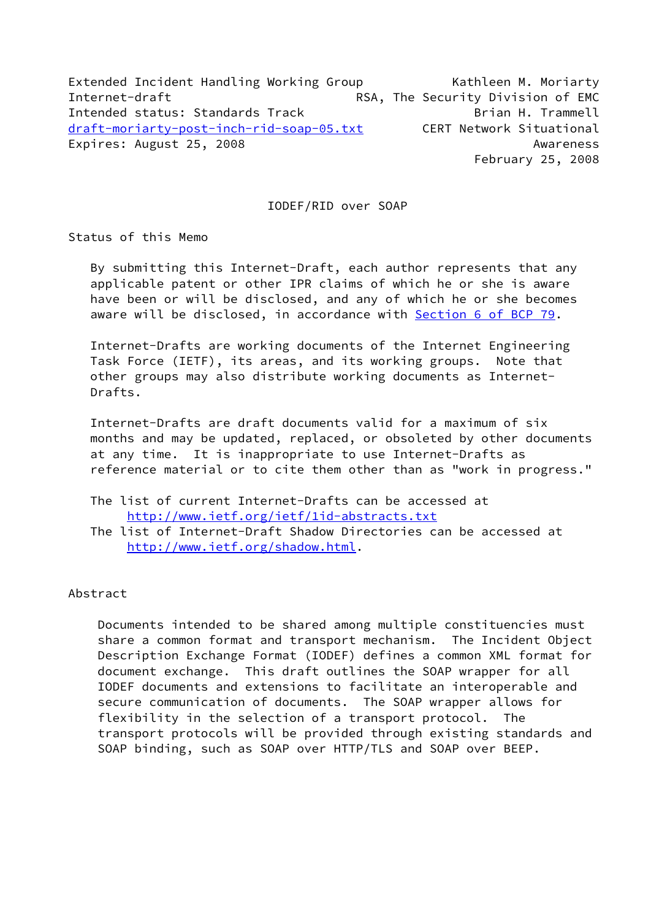Extended Incident Handling Working Group — Kathleen M. Moriarty
Internet-draft — RSA, The Security Division of EMC
Intended status: Standards Track — Brian H. Trammell
draft-moriarty-post-inch-rid-soap-05.txt — CERT Network Situational Awareness
Expires: August 25, 2008 — February 25, 2008

# IODEF/RID over SOAP

## Status of this Memo

By submitting this Internet-Draft, each author represents that any applicable patent or other IPR claims of which he or she is aware have been or will be disclosed, and any of which he or she becomes aware will be disclosed, in accordance with Section 6 of BCP 79.

Internet-Drafts are working documents of the Internet Engineering Task Force (IETF), its areas, and its working groups. Note that other groups may also distribute working documents as Internet-Drafts.

Internet-Drafts are draft documents valid for a maximum of six months and may be updated, replaced, or obsoleted by other documents at any time. It is inappropriate to use Internet-Drafts as reference material or to cite them other than as "work in progress."

The list of current Internet-Drafts can be accessed at http://www.ietf.org/ietf/1id-abstracts.txt

The list of Internet-Draft Shadow Directories can be accessed at http://www.ietf.org/shadow.html.

## Abstract

Documents intended to be shared among multiple constituencies must share a common format and transport mechanism. The Incident Object Description Exchange Format (IODEF) defines a common XML format for document exchange. This draft outlines the SOAP wrapper for all IODEF documents and extensions to facilitate an interoperable and secure communication of documents. The SOAP wrapper allows for flexibility in the selection of a transport protocol. The transport protocols will be provided through existing standards and SOAP binding, such as SOAP over HTTP/TLS and SOAP over BEEP.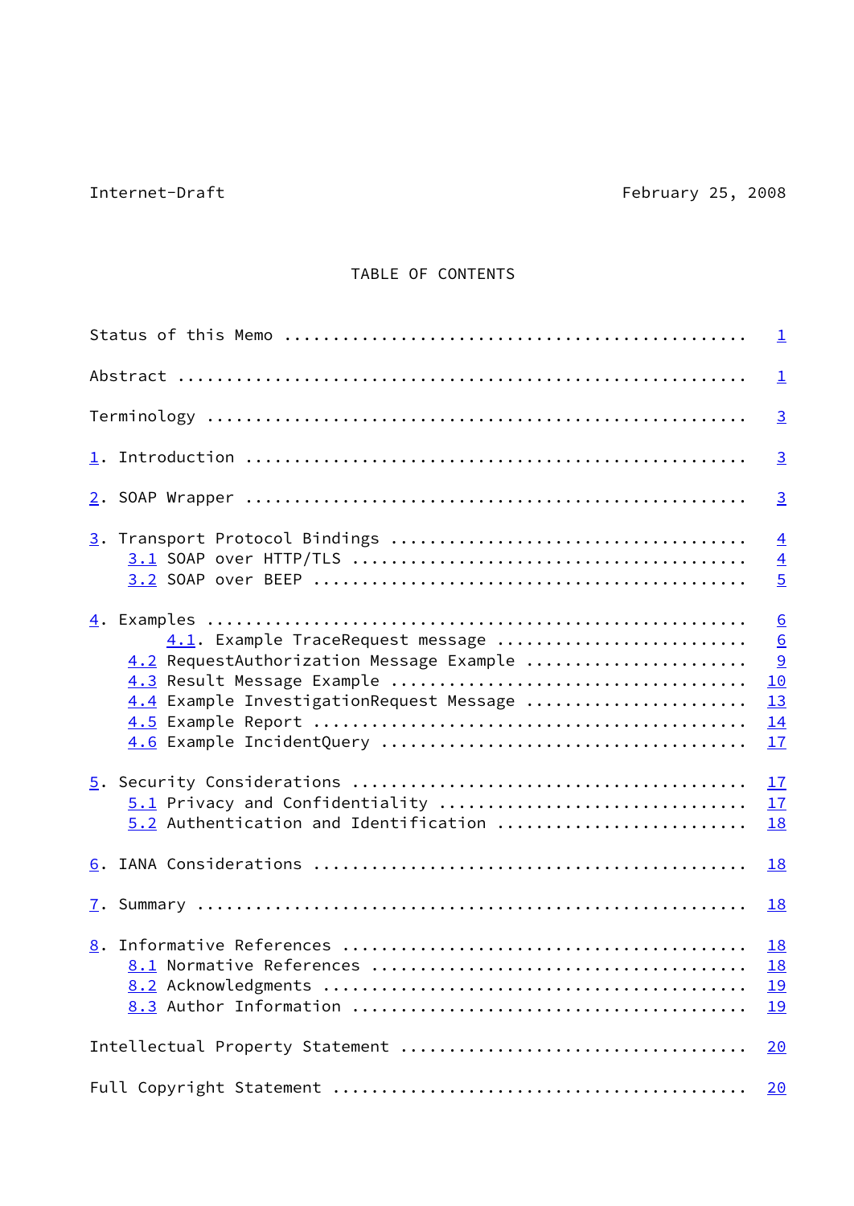## TABLE OF CONTENTS

Status of this Memo ................................................ 1

Abstract ........................................................... 1

Terminology ........................................................ 3

1. Introduction .................................................... 3

2. SOAP Wrapper .................................................... 3

3. Transport Protocol Bindings ..................................... 4
    3.1 SOAP over HTTP/TLS ......................................... 4
    3.2 SOAP over BEEP ............................................. 5

4. Examples ........................................................ 6
        4.1. Example TraceRequest message .......................... 6
    4.2 RequestAuthorization Message Example ....................... 9
    4.3 Result Message Example ..................................... 10
    4.4 Example InvestigationRequest Message ....................... 13
    4.5 Example Report ............................................. 14
    4.6 Example IncidentQuery ...................................... 17

5. Security Considerations ......................................... 17
    5.1 Privacy and Confidentiality ................................ 17
    5.2 Authentication and Identification .......................... 18

6. IANA Considerations ............................................. 18

7. Summary ......................................................... 18

8. Informative References .......................................... 18
    8.1 Normative References ....................................... 18
    8.2 Acknowledgments ............................................ 19
    8.3 Author Information ......................................... 19

Intellectual Property Statement .................................... 20

Full Copyright Statement ........................................... 20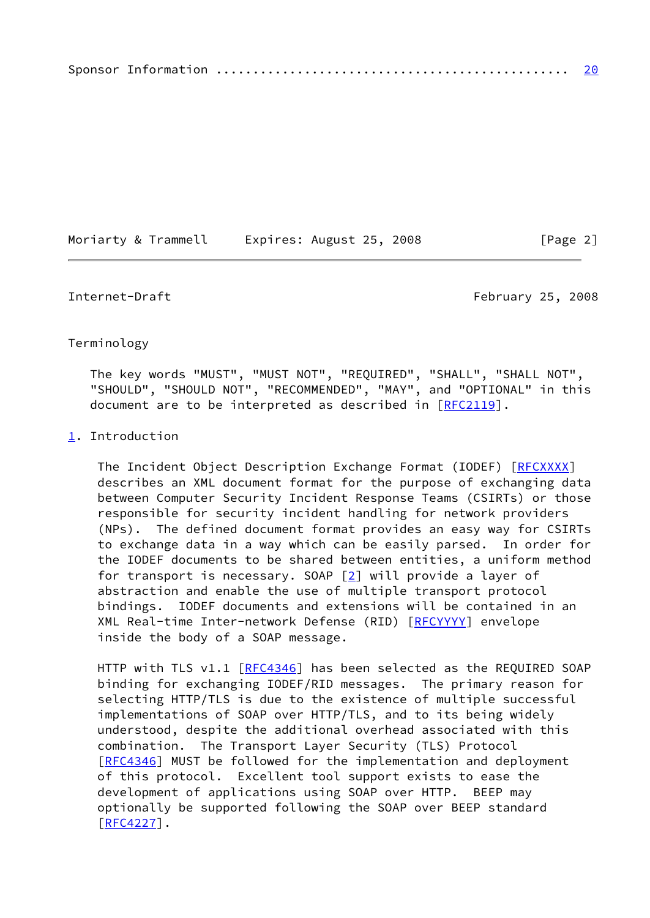Sponsor Information ............................................... 20

Terminology

The key words "MUST", "MUST NOT", "REQUIRED", "SHALL", "SHALL NOT", "SHOULD", "SHOULD NOT", "RECOMMENDED", "MAY", and "OPTIONAL" in this document are to be interpreted as described in [RFC2119].

## 1. Introduction

The Incident Object Description Exchange Format (IODEF) [RFCXXXX] describes an XML document format for the purpose of exchanging data between Computer Security Incident Response Teams (CSIRTs) or those responsible for security incident handling for network providers (NPs). The defined document format provides an easy way for CSIRTs to exchange data in a way which can be easily parsed. In order for the IODEF documents to be shared between entities, a uniform method for transport is necessary. SOAP [2] will provide a layer of abstraction and enable the use of multiple transport protocol bindings. IODEF documents and extensions will be contained in an XML Real-time Inter-network Defense (RID) [RFCYYYY] envelope inside the body of a SOAP message.

HTTP with TLS v1.1 [RFC4346] has been selected as the REQUIRED SOAP binding for exchanging IODEF/RID messages. The primary reason for selecting HTTP/TLS is due to the existence of multiple successful implementations of SOAP over HTTP/TLS, and to its being widely understood, despite the additional overhead associated with this combination. The Transport Layer Security (TLS) Protocol [RFC4346] MUST be followed for the implementation and deployment of this protocol. Excellent tool support exists to ease the development of applications using SOAP over HTTP. BEEP may optionally be supported following the SOAP over BEEP standard [RFC4227].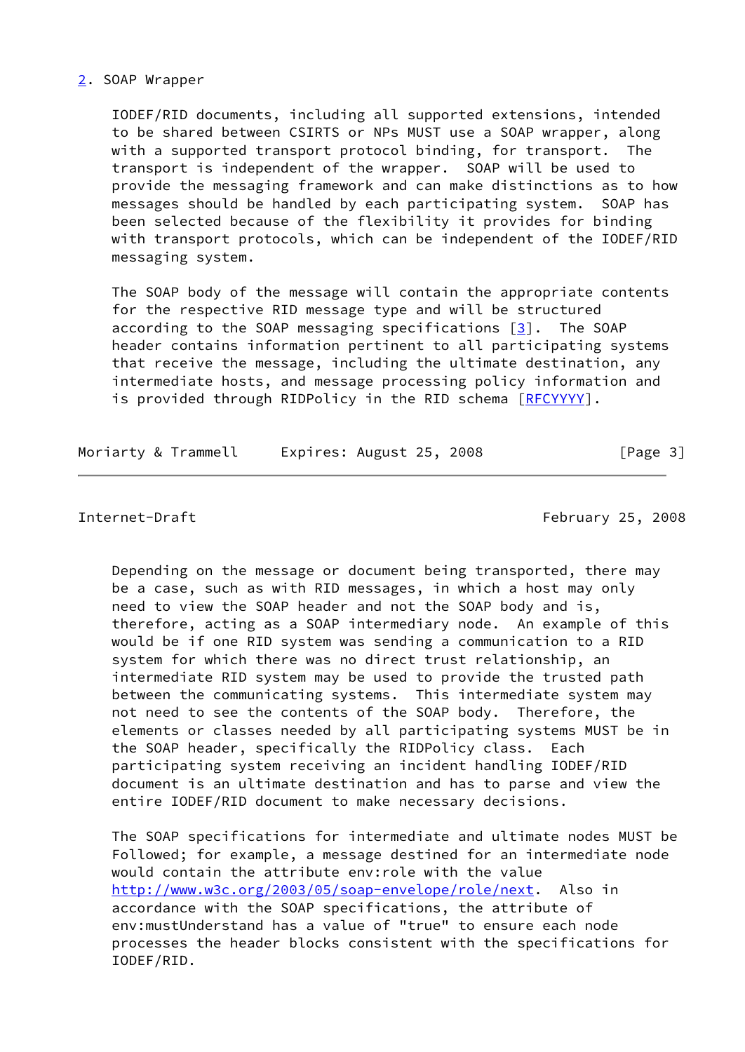## 2. SOAP Wrapper

IODEF/RID documents, including all supported extensions, intended to be shared between CSIRTS or NPs MUST use a SOAP wrapper, along with a supported transport protocol binding, for transport. The transport is independent of the wrapper. SOAP will be used to provide the messaging framework and can make distinctions as to how messages should be handled by each participating system. SOAP has been selected because of the flexibility it provides for binding with transport protocols, which can be independent of the IODEF/RID messaging system.

The SOAP body of the message will contain the appropriate contents for the respective RID message type and will be structured according to the SOAP messaging specifications [3]. The SOAP header contains information pertinent to all participating systems that receive the message, including the ultimate destination, any intermediate hosts, and message processing policy information and is provided through RIDPolicy in the RID schema [RFCYYYY].

Depending on the message or document being transported, there may be a case, such as with RID messages, in which a host may only need to view the SOAP header and not the SOAP body and is, therefore, acting as a SOAP intermediary node. An example of this would be if one RID system was sending a communication to a RID system for which there was no direct trust relationship, an intermediate RID system may be used to provide the trusted path between the communicating systems. This intermediate system may not need to see the contents of the SOAP body. Therefore, the elements or classes needed by all participating systems MUST be in the SOAP header, specifically the RIDPolicy class. Each participating system receiving an incident handling IODEF/RID document is an ultimate destination and has to parse and view the entire IODEF/RID document to make necessary decisions.

The SOAP specifications for intermediate and ultimate nodes MUST be Followed; for example, a message destined for an intermediate node would contain the attribute env:role with the value http://www.w3c.org/2003/05/soap-envelope/role/next. Also in accordance with the SOAP specifications, the attribute of env:mustUnderstand has a value of "true" to ensure each node processes the header blocks consistent with the specifications for IODEF/RID.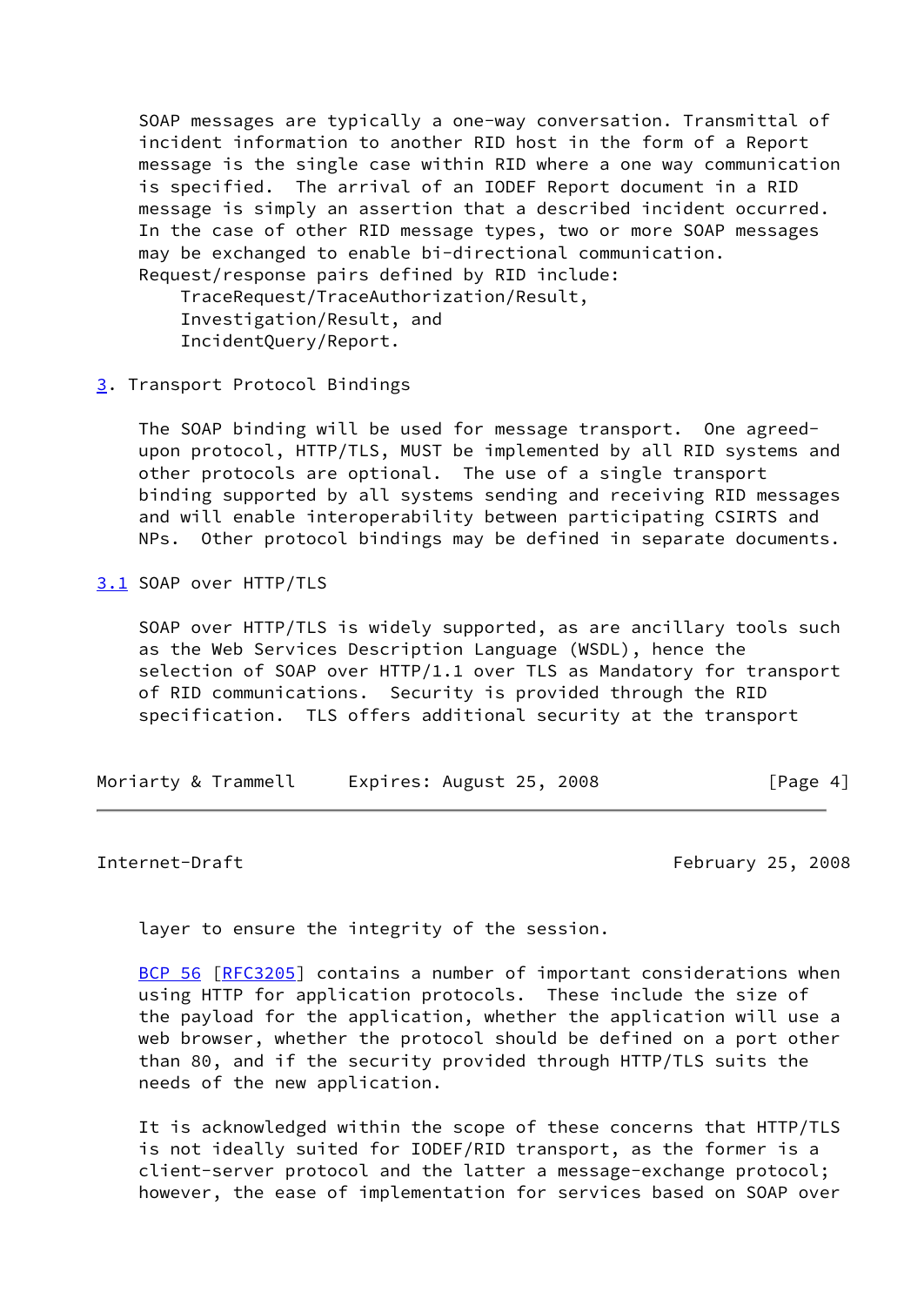SOAP messages are typically a one-way conversation. Transmittal of incident information to another RID host in the form of a Report message is the single case within RID where a one way communication is specified. The arrival of an IODEF Report document in a RID message is simply an assertion that a described incident occurred. In the case of other RID message types, two or more SOAP messages may be exchanged to enable bi-directional communication. Request/response pairs defined by RID include:

- TraceRequest/TraceAuthorization/Result,
- Investigation/Result, and
- IncidentQuery/Report.

## 3. Transport Protocol Bindings

The SOAP binding will be used for message transport. One agreed-upon protocol, HTTP/TLS, MUST be implemented by all RID systems and other protocols are optional. The use of a single transport binding supported by all systems sending and receiving RID messages and will enable interoperability between participating CSIRTS and NPs. Other protocol bindings may be defined in separate documents.

### 3.1 SOAP over HTTP/TLS

SOAP over HTTP/TLS is widely supported, as are ancillary tools such as the Web Services Description Language (WSDL), hence the selection of SOAP over HTTP/1.1 over TLS as Mandatory for transport of RID communications. Security is provided through the RID specification. TLS offers additional security at the transport layer to ensure the integrity of the session.

BCP 56 [RFC3205] contains a number of important considerations when using HTTP for application protocols. These include the size of the payload for the application, whether the application will use a web browser, whether the protocol should be defined on a port other than 80, and if the security provided through HTTP/TLS suits the needs of the new application.

It is acknowledged within the scope of these concerns that HTTP/TLS is not ideally suited for IODEF/RID transport, as the former is a client-server protocol and the latter a message-exchange protocol; however, the ease of implementation for services based on SOAP over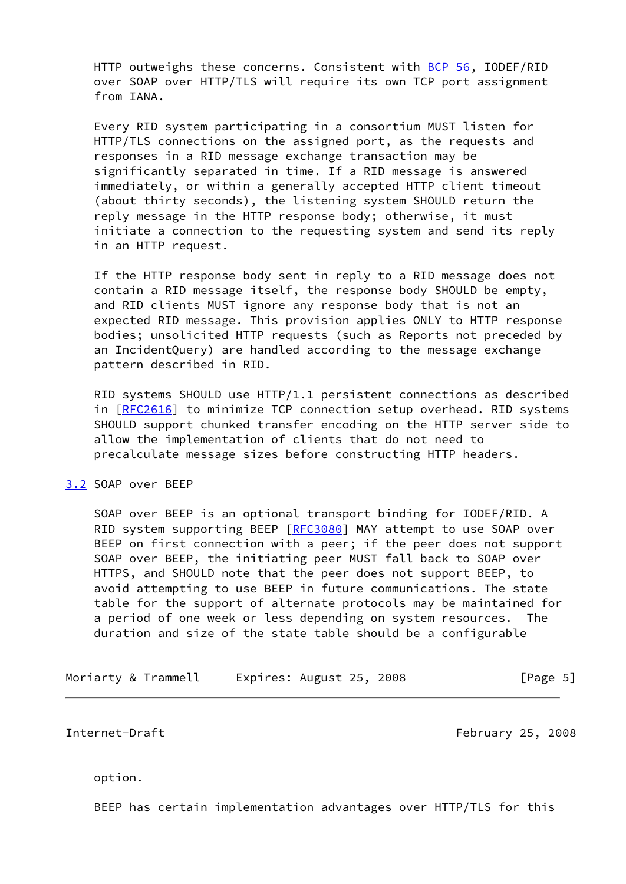HTTP outweighs these concerns. Consistent with BCP 56, IODEF/RID over SOAP over HTTP/TLS will require its own TCP port assignment from IANA.

Every RID system participating in a consortium MUST listen for HTTP/TLS connections on the assigned port, as the requests and responses in a RID message exchange transaction may be significantly separated in time. If a RID message is answered immediately, or within a generally accepted HTTP client timeout (about thirty seconds), the listening system SHOULD return the reply message in the HTTP response body; otherwise, it must initiate a connection to the requesting system and send its reply in an HTTP request.

If the HTTP response body sent in reply to a RID message does not contain a RID message itself, the response body SHOULD be empty, and RID clients MUST ignore any response body that is not an expected RID message. This provision applies ONLY to HTTP response bodies; unsolicited HTTP requests (such as Reports not preceded by an IncidentQuery) are handled according to the message exchange pattern described in RID.

RID systems SHOULD use HTTP/1.1 persistent connections as described in [RFC2616] to minimize TCP connection setup overhead. RID systems SHOULD support chunked transfer encoding on the HTTP server side to allow the implementation of clients that do not need to precalculate message sizes before constructing HTTP headers.

## 3.2 SOAP over BEEP

SOAP over BEEP is an optional transport binding for IODEF/RID. A RID system supporting BEEP [RFC3080] MAY attempt to use SOAP over BEEP on first connection with a peer; if the peer does not support SOAP over BEEP, the initiating peer MUST fall back to SOAP over HTTPS, and SHOULD note that the peer does not support BEEP, to avoid attempting to use BEEP in future communications. The state table for the support of alternate protocols may be maintained for a period of one week or less depending on system resources. The duration and size of the state table should be a configurable option.

BEEP has certain implementation advantages over HTTP/TLS for this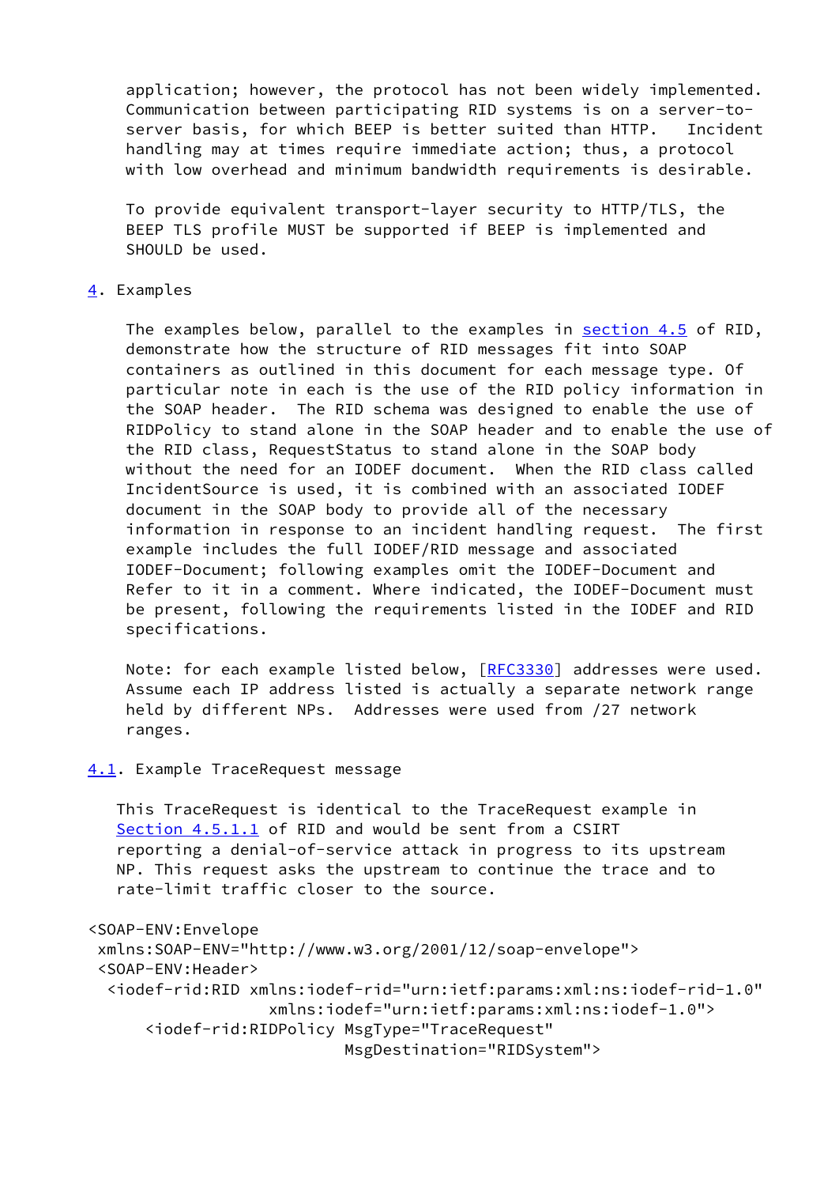application; however, the protocol has not been widely implemented. Communication between participating RID systems is on a server-to-server basis, for which BEEP is better suited than HTTP. Incident handling may at times require immediate action; thus, a protocol with low overhead and minimum bandwidth requirements is desirable.

To provide equivalent transport-layer security to HTTP/TLS, the BEEP TLS profile MUST be supported if BEEP is implemented and SHOULD be used.

## 4. Examples

The examples below, parallel to the examples in section 4.5 of RID, demonstrate how the structure of RID messages fit into SOAP containers as outlined in this document for each message type. Of particular note in each is the use of the RID policy information in the SOAP header. The RID schema was designed to enable the use of RIDPolicy to stand alone in the SOAP header and to enable the use of the RID class, RequestStatus to stand alone in the SOAP body without the need for an IODEF document. When the RID class called IncidentSource is used, it is combined with an associated IODEF document in the SOAP body to provide all of the necessary information in response to an incident handling request. The first example includes the full IODEF/RID message and associated IODEF-Document; following examples omit the IODEF-Document and Refer to it in a comment. Where indicated, the IODEF-Document must be present, following the requirements listed in the IODEF and RID specifications.

Note: for each example listed below, [RFC3330] addresses were used. Assume each IP address listed is actually a separate network range held by different NPs. Addresses were used from /27 network ranges.

### 4.1. Example TraceRequest message

This TraceRequest is identical to the TraceRequest example in Section 4.5.1.1 of RID and would be sent from a CSIRT reporting a denial-of-service attack in progress to its upstream NP. This request asks the upstream to continue the trace and to rate-limit traffic closer to the source.

```
<SOAP-ENV:Envelope
 xmlns:SOAP-ENV="http://www.w3.org/2001/12/soap-envelope">
 <SOAP-ENV:Header>
  <iodef-rid:RID xmlns:iodef-rid="urn:ietf:params:xml:ns:iodef-rid-1.0"
                  xmlns:iodef="urn:ietf:params:xml:ns:iodef-1.0">
      <iodef-rid:RIDPolicy MsgType="TraceRequest"
                          MsgDestination="RIDSystem">
```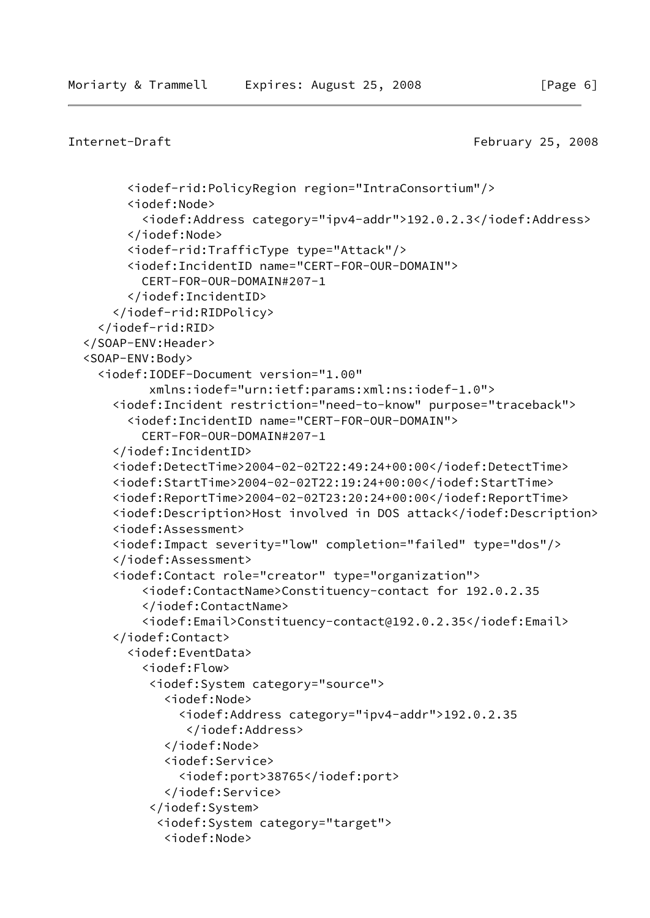```
        <iodef-rid:PolicyRegion region="IntraConsortium"/>
        <iodef:Node>
          <iodef:Address category="ipv4-addr">192.0.2.3</iodef:Address>
        </iodef:Node>
        <iodef-rid:TrafficType type="Attack"/>
        <iodef:IncidentID name="CERT-FOR-OUR-DOMAIN">
          CERT-FOR-OUR-DOMAIN#207-1
        </iodef:IncidentID>
      </iodef-rid:RIDPolicy>
    </iodef-rid:RID>
  </SOAP-ENV:Header>
  <SOAP-ENV:Body>
    <iodef:IODEF-Document version="1.00"
           xmlns:iodef="urn:ietf:params:xml:ns:iodef-1.0">
      <iodef:Incident restriction="need-to-know" purpose="traceback">
        <iodef:IncidentID name="CERT-FOR-OUR-DOMAIN">
          CERT-FOR-OUR-DOMAIN#207-1
      </iodef:IncidentID>
      <iodef:DetectTime>2004-02-02T22:49:24+00:00</iodef:DetectTime>
      <iodef:StartTime>2004-02-02T22:19:24+00:00</iodef:StartTime>
      <iodef:ReportTime>2004-02-02T23:20:24+00:00</iodef:ReportTime>
      <iodef:Description>Host involved in DOS attack</iodef:Description>
      <iodef:Assessment>
      <iodef:Impact severity="low" completion="failed" type="dos"/>
      </iodef:Assessment>
      <iodef:Contact role="creator" type="organization">
          <iodef:ContactName>Constituency-contact for 192.0.2.35
          </iodef:ContactName>
          <iodef:Email>Constituency-contact@192.0.2.35</iodef:Email>
      </iodef:Contact>
        <iodef:EventData>
          <iodef:Flow>
           <iodef:System category="source">
             <iodef:Node>
               <iodef:Address category="ipv4-addr">192.0.2.35
                </iodef:Address>
             </iodef:Node>
             <iodef:Service>
               <iodef:port>38765</iodef:port>
             </iodef:Service>
           </iodef:System>
            <iodef:System category="target">
             <iodef:Node>
```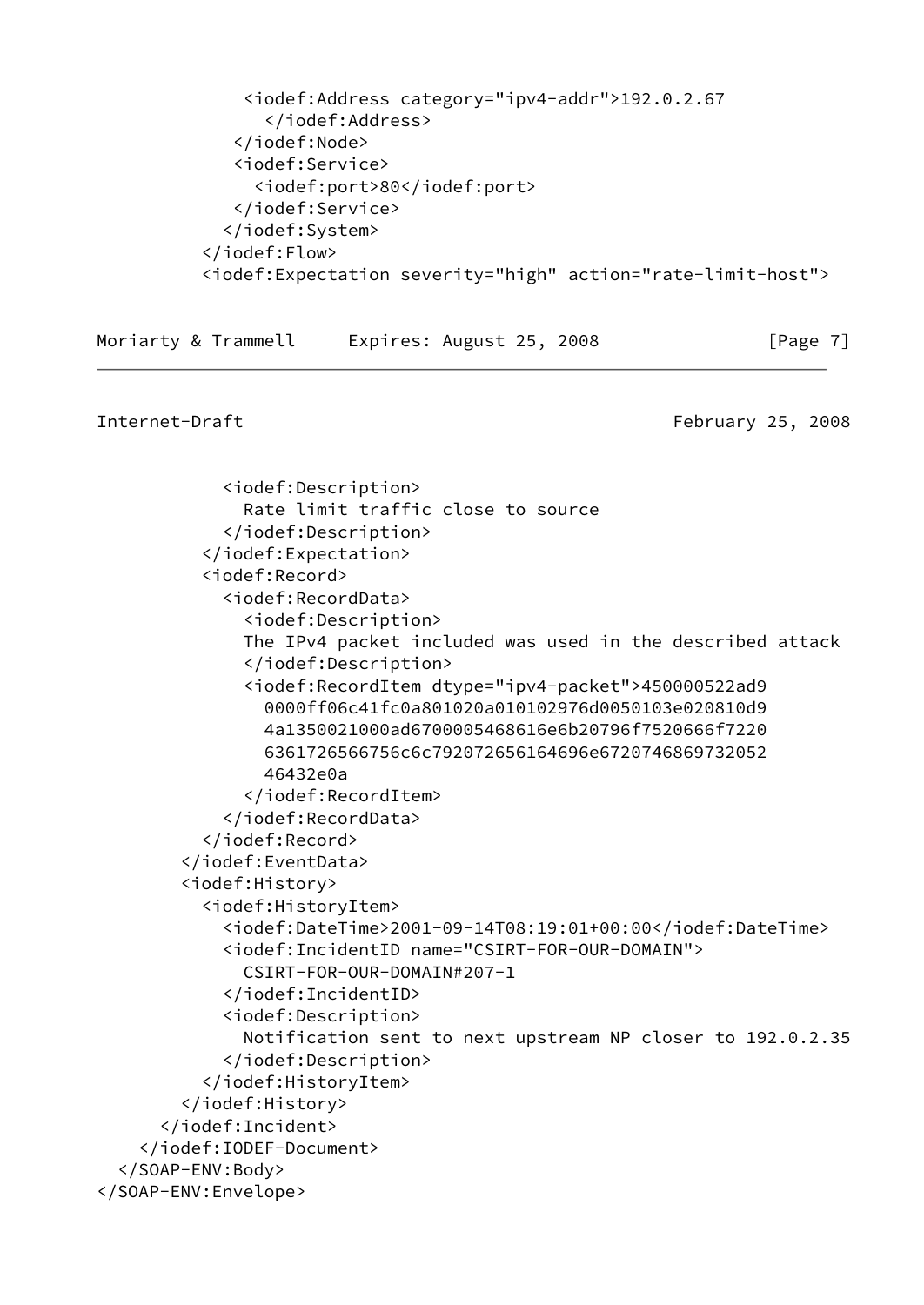```
              <iodef:Address category="ipv4-addr">192.0.2.67
                </iodef:Address>
             </iodef:Node>
             <iodef:Service>
               <iodef:port>80</iodef:port>
             </iodef:Service>
            </iodef:System>
          </iodef:Flow>
          <iodef:Expectation severity="high" action="rate-limit-host">
```

```
            <iodef:Description>
              Rate limit traffic close to source
            </iodef:Description>
          </iodef:Expectation>
          <iodef:Record>
            <iodef:RecordData>
              <iodef:Description>
              The IPv4 packet included was used in the described attack
              </iodef:Description>
              <iodef:RecordItem dtype="ipv4-packet">450000522ad9
                0000ff06c41fc0a801020a010102976d0050103e020810d9
                4a1350021000ad6700005468616e6b20796f7520666f7220
                6361726566756c6c792072656164696e6720746869732052
                46432e0a
              </iodef:RecordItem>
            </iodef:RecordData>
          </iodef:Record>
        </iodef:EventData>
        <iodef:History>
          <iodef:HistoryItem>
            <iodef:DateTime>2001-09-14T08:19:01+00:00</iodef:DateTime>
            <iodef:IncidentID name="CSIRT-FOR-OUR-DOMAIN">
              CSIRT-FOR-OUR-DOMAIN#207-1
            </iodef:IncidentID>
            <iodef:Description>
              Notification sent to next upstream NP closer to 192.0.2.35
            </iodef:Description>
          </iodef:HistoryItem>
        </iodef:History>
      </iodef:Incident>
    </iodef:IODEF-Document>
  </SOAP-ENV:Body>
</SOAP-ENV:Envelope>
```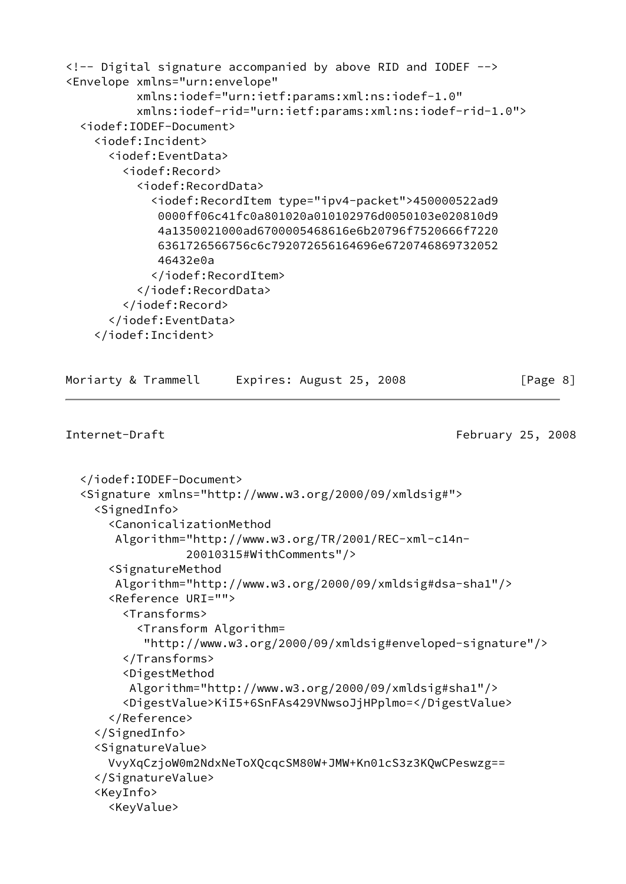```
<!-- Digital signature accompanied by above RID and IODEF -->
<Envelope xmlns="urn:envelope"
          xmlns:iodef="urn:ietf:params:xml:ns:iodef-1.0"
          xmlns:iodef-rid="urn:ietf:params:xml:ns:iodef-rid-1.0">
  <iodef:IODEF-Document>
    <iodef:Incident>
      <iodef:EventData>
        <iodef:Record>
          <iodef:RecordData>
            <iodef:RecordItem type="ipv4-packet">450000522ad9
             0000ff06c41fc0a801020a010102976d0050103e020810d9
             4a1350021000ad6700005468616e6b20796f7520666f7220
             6361726566756c6c792072656164696e6720746869732052
             46432e0a
            </iodef:RecordItem>
          </iodef:RecordData>
        </iodef:Record>
      </iodef:EventData>
    </iodef:Incident>
```

```
  </iodef:IODEF-Document>
  <Signature xmlns="http://www.w3.org/2000/09/xmldsig#">
    <SignedInfo>
      <CanonicalizationMethod
       Algorithm="http://www.w3.org/TR/2001/REC-xml-c14n-
                 20010315#WithComments"/>
      <SignatureMethod
       Algorithm="http://www.w3.org/2000/09/xmldsig#dsa-sha1"/>
      <Reference URI="">
        <Transforms>
          <Transform Algorithm=
           "http://www.w3.org/2000/09/xmldsig#enveloped-signature"/>
        </Transforms>
        <DigestMethod
         Algorithm="http://www.w3.org/2000/09/xmldsig#sha1"/>
        <DigestValue>KiI5+6SnFAs429VNwsoJjHPplmo=</DigestValue>
      </Reference>
    </SignedInfo>
    <SignatureValue>
      VvyXqCzjoW0m2NdxNeToXQcqcSM80W+JMW+Kn01cS3z3KQwCPeswzg==
    </SignatureValue>
    <KeyInfo>
      <KeyValue>
```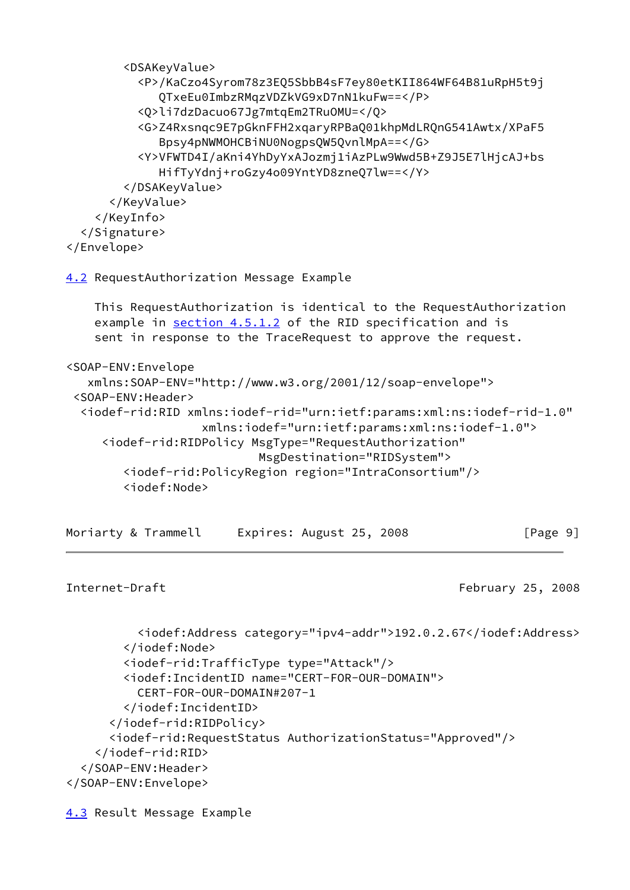```
        <DSAKeyValue>
          <P>/KaCzo4Syrom78z3EQ5SbbB4sF7ey80etKII864WF64B81uRpH5t9j
             QTxeEu0ImbzRMqzVDZkVG9xD7nN1kuFw==</P>
          <Q>li7dzDacuo67Jg7mtqEm2TRuOMU=</Q>
          <G>Z4Rxsnqc9E7pGknFFH2xqaryRPBaQ01khpMdLRQnG541Awtx/XPaF5
             Bpsy4pNWMOHCBiNU0NogpsQW5QvnlMpA==</G>
          <Y>VFWTD4I/aKni4YhDyYxAJozmj1iAzPLw9Wwd5B+Z9J5E7lHjcAJ+bs
             HifTyYdnj+roGzy4o09YntYD8zneQ7lw==</Y>
        </DSAKeyValue>
      </KeyValue>
    </KeyInfo>
  </Signature>
</Envelope>
```

## 4.2 RequestAuthorization Message Example

This RequestAuthorization is identical to the RequestAuthorization example in section 4.5.1.2 of the RID specification and is sent in response to the TraceRequest to approve the request.

```
<SOAP-ENV:Envelope
   xmlns:SOAP-ENV="http://www.w3.org/2001/12/soap-envelope">
 <SOAP-ENV:Header>
  <iodef-rid:RID xmlns:iodef-rid="urn:ietf:params:xml:ns:iodef-rid-1.0"
                 xmlns:iodef="urn:ietf:params:xml:ns:iodef-1.0">
     <iodef-rid:RIDPolicy MsgType="RequestAuthorization"
                         MsgDestination="RIDSystem">
        <iodef-rid:PolicyRegion region="IntraConsortium"/>
        <iodef:Node>
          <iodef:Address category="ipv4-addr">192.0.2.67</iodef:Address>
        </iodef:Node>
        <iodef-rid:TrafficType type="Attack"/>
        <iodef:IncidentID name="CERT-FOR-OUR-DOMAIN">
          CERT-FOR-OUR-DOMAIN#207-1
        </iodef:IncidentID>
      </iodef-rid:RIDPolicy>
      <iodef-rid:RequestStatus AuthorizationStatus="Approved"/>
    </iodef-rid:RID>
  </SOAP-ENV:Header>
</SOAP-ENV:Envelope>
```

## 4.3 Result Message Example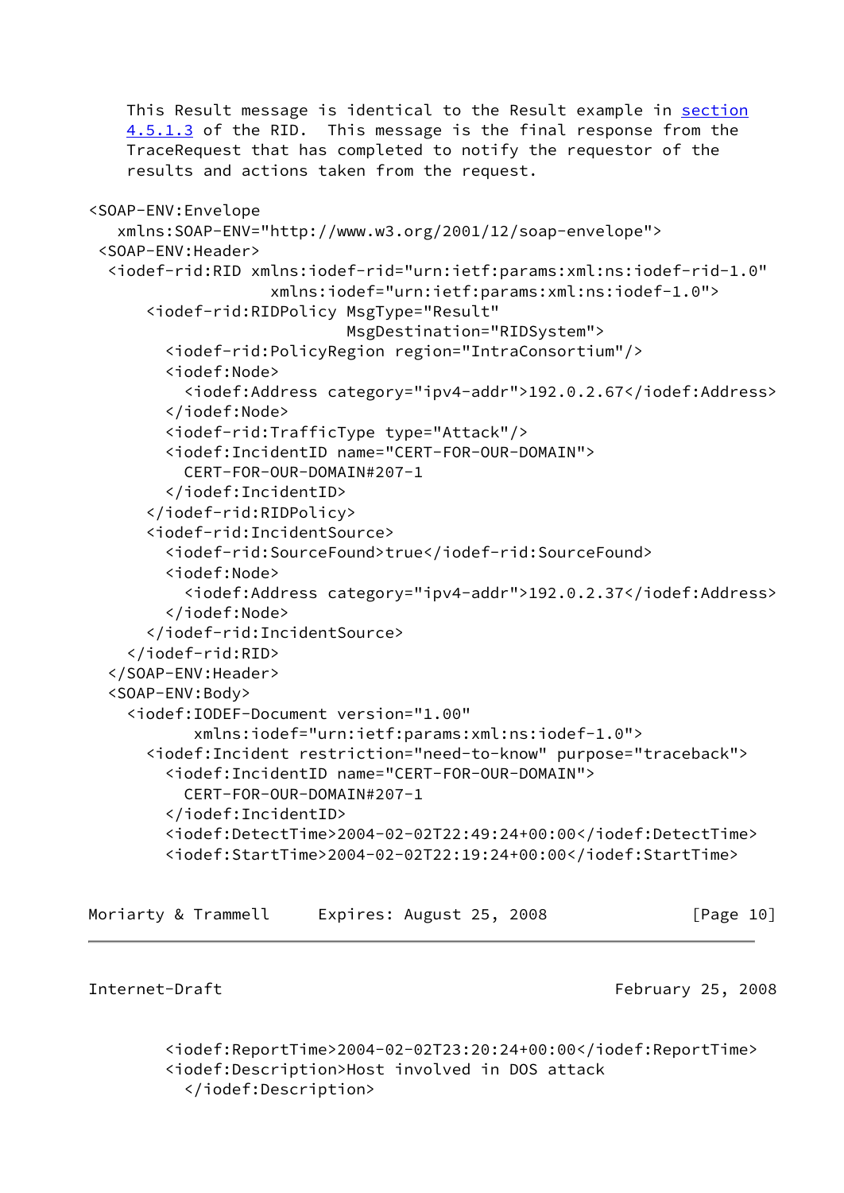This Result message is identical to the Result example in section 4.5.1.3 of the RID. This message is the final response from the TraceRequest that has completed to notify the requestor of the results and actions taken from the request.

```
<SOAP-ENV:Envelope
   xmlns:SOAP-ENV="http://www.w3.org/2001/12/soap-envelope">
 <SOAP-ENV:Header>
  <iodef-rid:RID xmlns:iodef-rid="urn:ietf:params:xml:ns:iodef-rid-1.0"
                 xmlns:iodef="urn:ietf:params:xml:ns:iodef-1.0">
      <iodef-rid:RIDPolicy MsgType="Result"
                           MsgDestination="RIDSystem">
        <iodef-rid:PolicyRegion region="IntraConsortium"/>
        <iodef:Node>
          <iodef:Address category="ipv4-addr">192.0.2.67</iodef:Address>
        </iodef:Node>
        <iodef-rid:TrafficType type="Attack"/>
        <iodef:IncidentID name="CERT-FOR-OUR-DOMAIN">
          CERT-FOR-OUR-DOMAIN#207-1
        </iodef:IncidentID>
      </iodef-rid:RIDPolicy>
      <iodef-rid:IncidentSource>
        <iodef-rid:SourceFound>true</iodef-rid:SourceFound>
        <iodef:Node>
          <iodef:Address category="ipv4-addr">192.0.2.37</iodef:Address>
        </iodef:Node>
      </iodef-rid:IncidentSource>
    </iodef-rid:RID>
  </SOAP-ENV:Header>
  <SOAP-ENV:Body>
    <iodef:IODEF-Document version="1.00"
           xmlns:iodef="urn:ietf:params:xml:ns:iodef-1.0">
      <iodef:Incident restriction="need-to-know" purpose="traceback">
        <iodef:IncidentID name="CERT-FOR-OUR-DOMAIN">
          CERT-FOR-OUR-DOMAIN#207-1
        </iodef:IncidentID>
        <iodef:DetectTime>2004-02-02T22:49:24+00:00</iodef:DetectTime>
        <iodef:StartTime>2004-02-02T22:19:24+00:00</iodef:StartTime>
        <iodef:ReportTime>2004-02-02T23:20:24+00:00</iodef:ReportTime>
        <iodef:Description>Host involved in DOS attack
          </iodef:Description>
```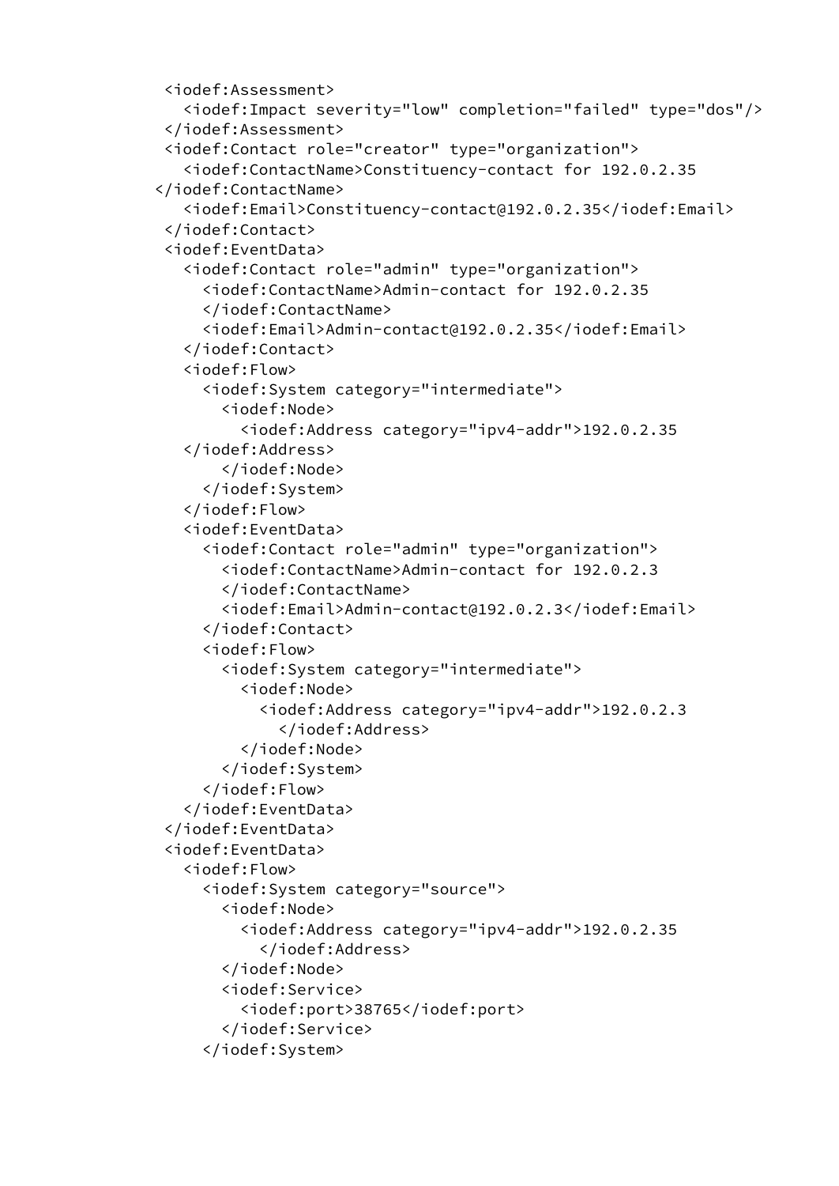```
          <iodef:Assessment>
            <iodef:Impact severity="low" completion="failed" type="dos"/>
          </iodef:Assessment>
          <iodef:Contact role="creator" type="organization">
            <iodef:ContactName>Constituency-contact for 192.0.2.35
         </iodef:ContactName>
            <iodef:Email>Constituency-contact@192.0.2.35</iodef:Email>
          </iodef:Contact>
          <iodef:EventData>
            <iodef:Contact role="admin" type="organization">
              <iodef:ContactName>Admin-contact for 192.0.2.35
              </iodef:ContactName>
              <iodef:Email>Admin-contact@192.0.2.35</iodef:Email>
            </iodef:Contact>
            <iodef:Flow>
              <iodef:System category="intermediate">
                <iodef:Node>
                  <iodef:Address category="ipv4-addr">192.0.2.35
            </iodef:Address>
                </iodef:Node>
              </iodef:System>
            </iodef:Flow>
            <iodef:EventData>
              <iodef:Contact role="admin" type="organization">
                <iodef:ContactName>Admin-contact for 192.0.2.3
                </iodef:ContactName>
                <iodef:Email>Admin-contact@192.0.2.3</iodef:Email>
              </iodef:Contact>
              <iodef:Flow>
                <iodef:System category="intermediate">
                  <iodef:Node>
                    <iodef:Address category="ipv4-addr">192.0.2.3
                      </iodef:Address>
                  </iodef:Node>
                </iodef:System>
              </iodef:Flow>
            </iodef:EventData>
          </iodef:EventData>
          <iodef:EventData>
            <iodef:Flow>
              <iodef:System category="source">
                <iodef:Node>
                  <iodef:Address category="ipv4-addr">192.0.2.35
                    </iodef:Address>
                </iodef:Node>
                <iodef:Service>
                  <iodef:port>38765</iodef:port>
                </iodef:Service>
              </iodef:System>
```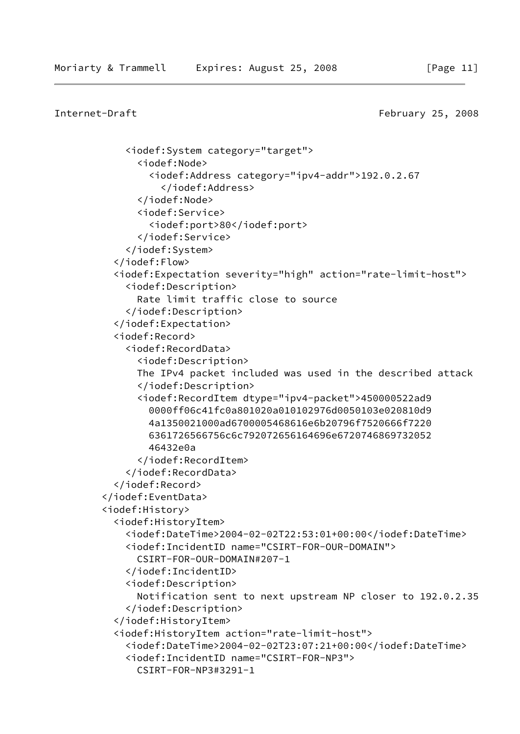```
          <iodef:System category="target">
            <iodef:Node>
              <iodef:Address category="ipv4-addr">192.0.2.67
                </iodef:Address>
            </iodef:Node>
            <iodef:Service>
              <iodef:port>80</iodef:port>
            </iodef:Service>
          </iodef:System>
        </iodef:Flow>
        <iodef:Expectation severity="high" action="rate-limit-host">
          <iodef:Description>
            Rate limit traffic close to source
          </iodef:Description>
        </iodef:Expectation>
        <iodef:Record>
          <iodef:RecordData>
            <iodef:Description>
            The IPv4 packet included was used in the described attack
            </iodef:Description>
            <iodef:RecordItem dtype="ipv4-packet">450000522ad9
              0000ff06c41fc0a801020a010102976d0050103e020810d9
              4a1350021000ad6700005468616e6b20796f7520666f7220
              6361726566756c6c792072656164696e6720746869732052
              46432e0a
            </iodef:RecordItem>
          </iodef:RecordData>
        </iodef:Record>
      </iodef:EventData>
      <iodef:History>
        <iodef:HistoryItem>
          <iodef:DateTime>2004-02-02T22:53:01+00:00</iodef:DateTime>
          <iodef:IncidentID name="CSIRT-FOR-OUR-DOMAIN">
            CSIRT-FOR-OUR-DOMAIN#207-1
          </iodef:IncidentID>
          <iodef:Description>
            Notification sent to next upstream NP closer to 192.0.2.35
          </iodef:Description>
        </iodef:HistoryItem>
        <iodef:HistoryItem action="rate-limit-host">
          <iodef:DateTime>2004-02-02T23:07:21+00:00</iodef:DateTime>
          <iodef:IncidentID name="CSIRT-FOR-NP3">
            CSIRT-FOR-NP3#3291-1
```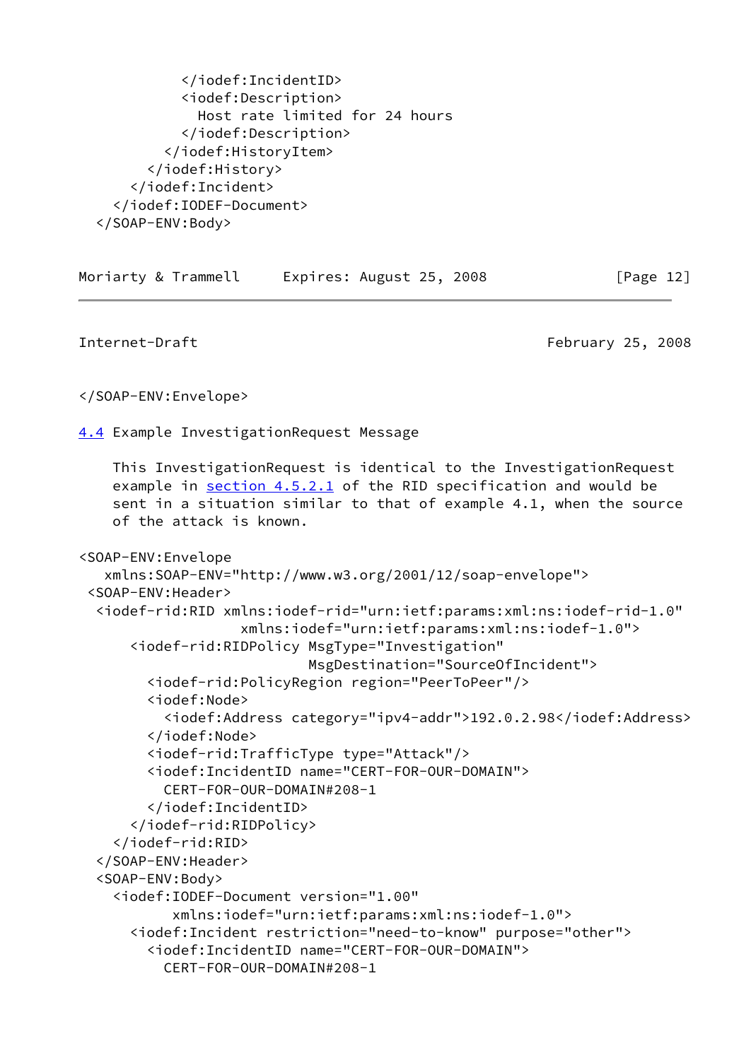```
            </iodef:IncidentID>
            <iodef:Description>
              Host rate limited for 24 hours
            </iodef:Description>
          </iodef:HistoryItem>
        </iodef:History>
      </iodef:Incident>
    </iodef:IODEF-Document>
  </SOAP-ENV:Body>
```

```
</SOAP-ENV:Envelope>
```

## 4.4 Example InvestigationRequest Message

This InvestigationRequest is identical to the InvestigationRequest example in section 4.5.2.1 of the RID specification and would be sent in a situation similar to that of example 4.1, when the source of the attack is known.

```
<SOAP-ENV:Envelope
   xmlns:SOAP-ENV="http://www.w3.org/2001/12/soap-envelope">
 <SOAP-ENV:Header>
  <iodef-rid:RID xmlns:iodef-rid="urn:ietf:params:xml:ns:iodef-rid-1.0"
                 xmlns:iodef="urn:ietf:params:xml:ns:iodef-1.0">
      <iodef-rid:RIDPolicy MsgType="Investigation"
                           MsgDestination="SourceOfIncident">
        <iodef-rid:PolicyRegion region="PeerToPeer"/>
        <iodef:Node>
          <iodef:Address category="ipv4-addr">192.0.2.98</iodef:Address>
        </iodef:Node>
        <iodef-rid:TrafficType type="Attack"/>
        <iodef:IncidentID name="CERT-FOR-OUR-DOMAIN">
          CERT-FOR-OUR-DOMAIN#208-1
        </iodef:IncidentID>
      </iodef-rid:RIDPolicy>
    </iodef-rid:RID>
  </SOAP-ENV:Header>
  <SOAP-ENV:Body>
    <iodef:IODEF-Document version="1.00"
           xmlns:iodef="urn:ietf:params:xml:ns:iodef-1.0">
      <iodef:Incident restriction="need-to-know" purpose="other">
        <iodef:IncidentID name="CERT-FOR-OUR-DOMAIN">
          CERT-FOR-OUR-DOMAIN#208-1
```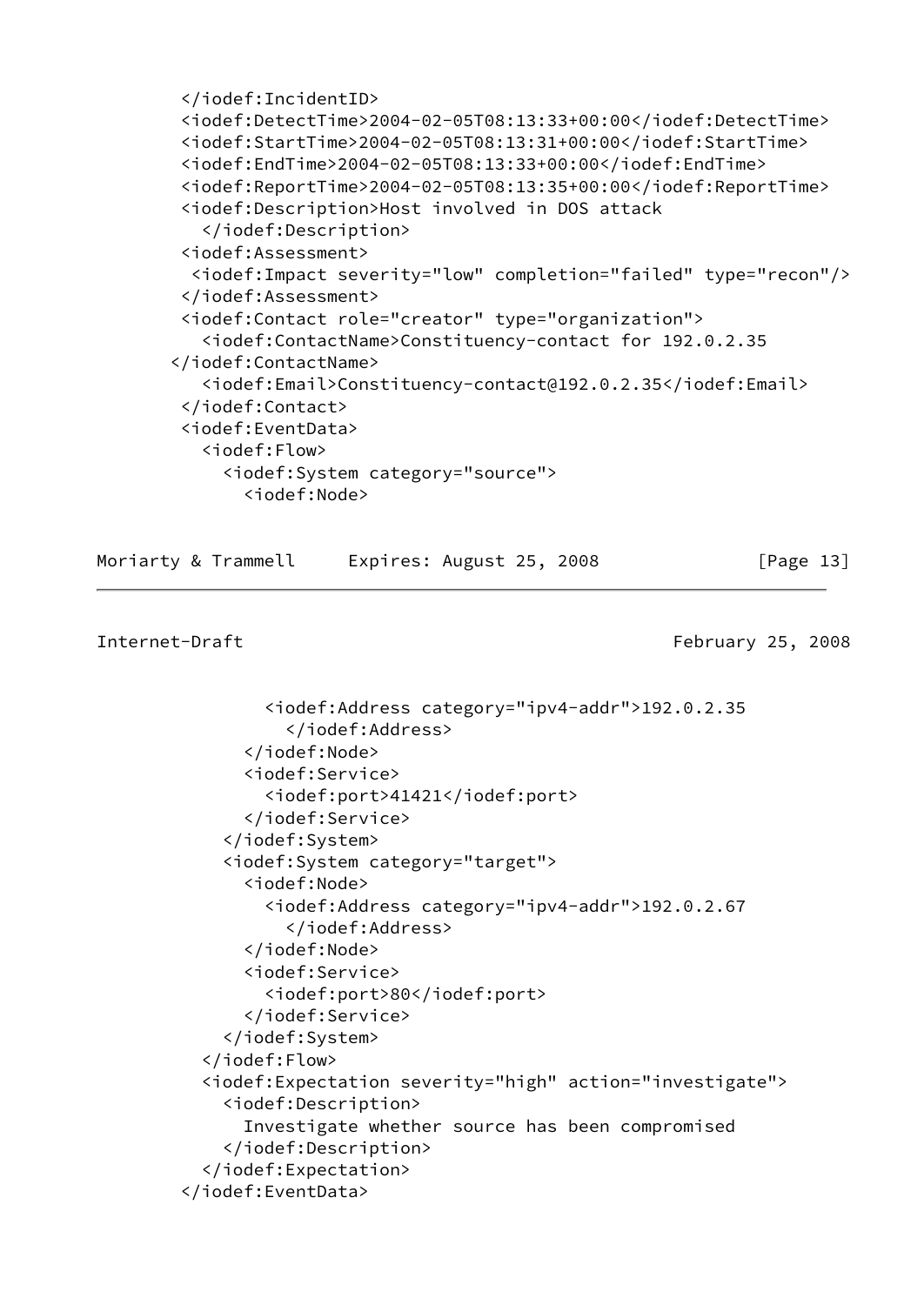```
        </iodef:IncidentID>
        <iodef:DetectTime>2004-02-05T08:13:33+00:00</iodef:DetectTime>
        <iodef:StartTime>2004-02-05T08:13:31+00:00</iodef:StartTime>
        <iodef:EndTime>2004-02-05T08:13:33+00:00</iodef:EndTime>
        <iodef:ReportTime>2004-02-05T08:13:35+00:00</iodef:ReportTime>
        <iodef:Description>Host involved in DOS attack
          </iodef:Description>
        <iodef:Assessment>
         <iodef:Impact severity="low" completion="failed" type="recon"/>
        </iodef:Assessment>
        <iodef:Contact role="creator" type="organization">
          <iodef:ContactName>Constituency-contact for 192.0.2.35
       </iodef:ContactName>
          <iodef:Email>Constituency-contact@192.0.2.35</iodef:Email>
        </iodef:Contact>
        <iodef:EventData>
          <iodef:Flow>
            <iodef:System category="source">
              <iodef:Node>
                <iodef:Address category="ipv4-addr">192.0.2.35
                  </iodef:Address>
              </iodef:Node>
              <iodef:Service>
                <iodef:port>41421</iodef:port>
              </iodef:Service>
            </iodef:System>
            <iodef:System category="target">
              <iodef:Node>
                <iodef:Address category="ipv4-addr">192.0.2.67
                  </iodef:Address>
              </iodef:Node>
              <iodef:Service>
                <iodef:port>80</iodef:port>
              </iodef:Service>
            </iodef:System>
          </iodef:Flow>
          <iodef:Expectation severity="high" action="investigate">
            <iodef:Description>
              Investigate whether source has been compromised
            </iodef:Description>
          </iodef:Expectation>
        </iodef:EventData>
```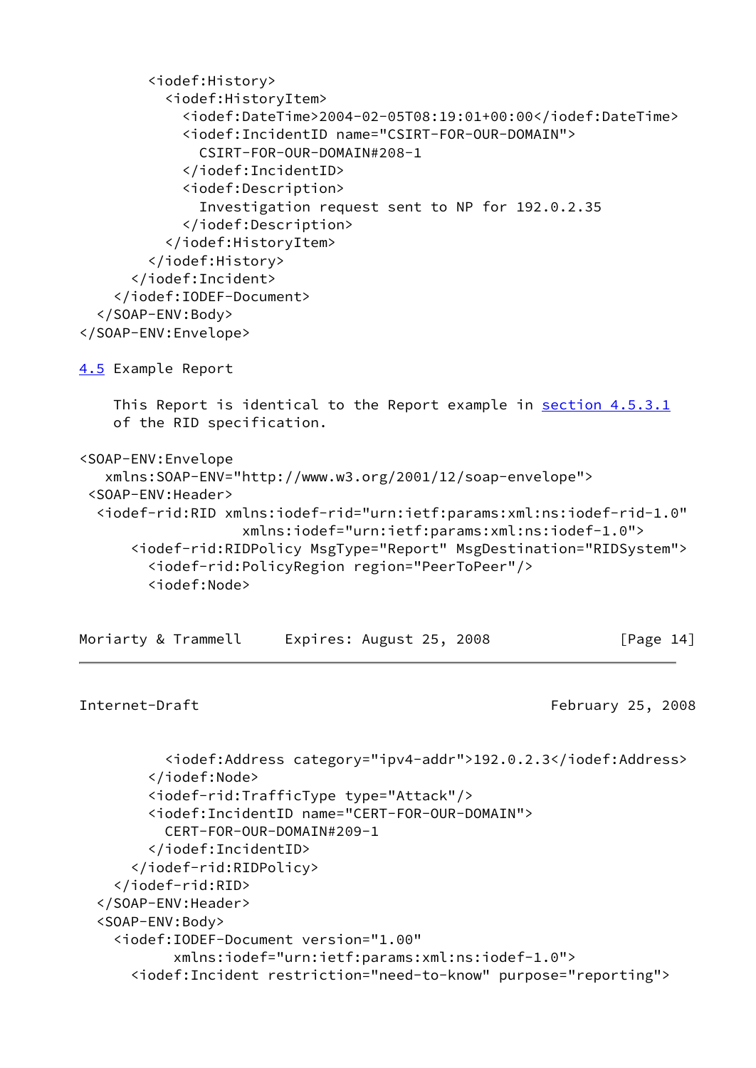```
        <iodef:History>
          <iodef:HistoryItem>
            <iodef:DateTime>2004-02-05T08:19:01+00:00</iodef:DateTime>
            <iodef:IncidentID name="CSIRT-FOR-OUR-DOMAIN">
              CSIRT-FOR-OUR-DOMAIN#208-1
            </iodef:IncidentID>
            <iodef:Description>
              Investigation request sent to NP for 192.0.2.35
            </iodef:Description>
          </iodef:HistoryItem>
        </iodef:History>
      </iodef:Incident>
    </iodef:IODEF-Document>
  </SOAP-ENV:Body>
</SOAP-ENV:Envelope>
```

4.5 Example Report

This Report is identical to the Report example in section 4.5.3.1 of the RID specification.

```
<SOAP-ENV:Envelope
   xmlns:SOAP-ENV="http://www.w3.org/2001/12/soap-envelope">
 <SOAP-ENV:Header>
  <iodef-rid:RID xmlns:iodef-rid="urn:ietf:params:xml:ns:iodef-rid-1.0"
                 xmlns:iodef="urn:ietf:params:xml:ns:iodef-1.0">
      <iodef-rid:RIDPolicy MsgType="Report" MsgDestination="RIDSystem">
        <iodef-rid:PolicyRegion region="PeerToPeer"/>
        <iodef:Node>
          <iodef:Address category="ipv4-addr">192.0.2.3</iodef:Address>
        </iodef:Node>
        <iodef-rid:TrafficType type="Attack"/>
        <iodef:IncidentID name="CERT-FOR-OUR-DOMAIN">
          CERT-FOR-OUR-DOMAIN#209-1
        </iodef:IncidentID>
      </iodef-rid:RIDPolicy>
    </iodef-rid:RID>
  </SOAP-ENV:Header>
  <SOAP-ENV:Body>
    <iodef:IODEF-Document version="1.00"
          xmlns:iodef="urn:ietf:params:xml:ns:iodef-1.0">
      <iodef:Incident restriction="need-to-know" purpose="reporting">
```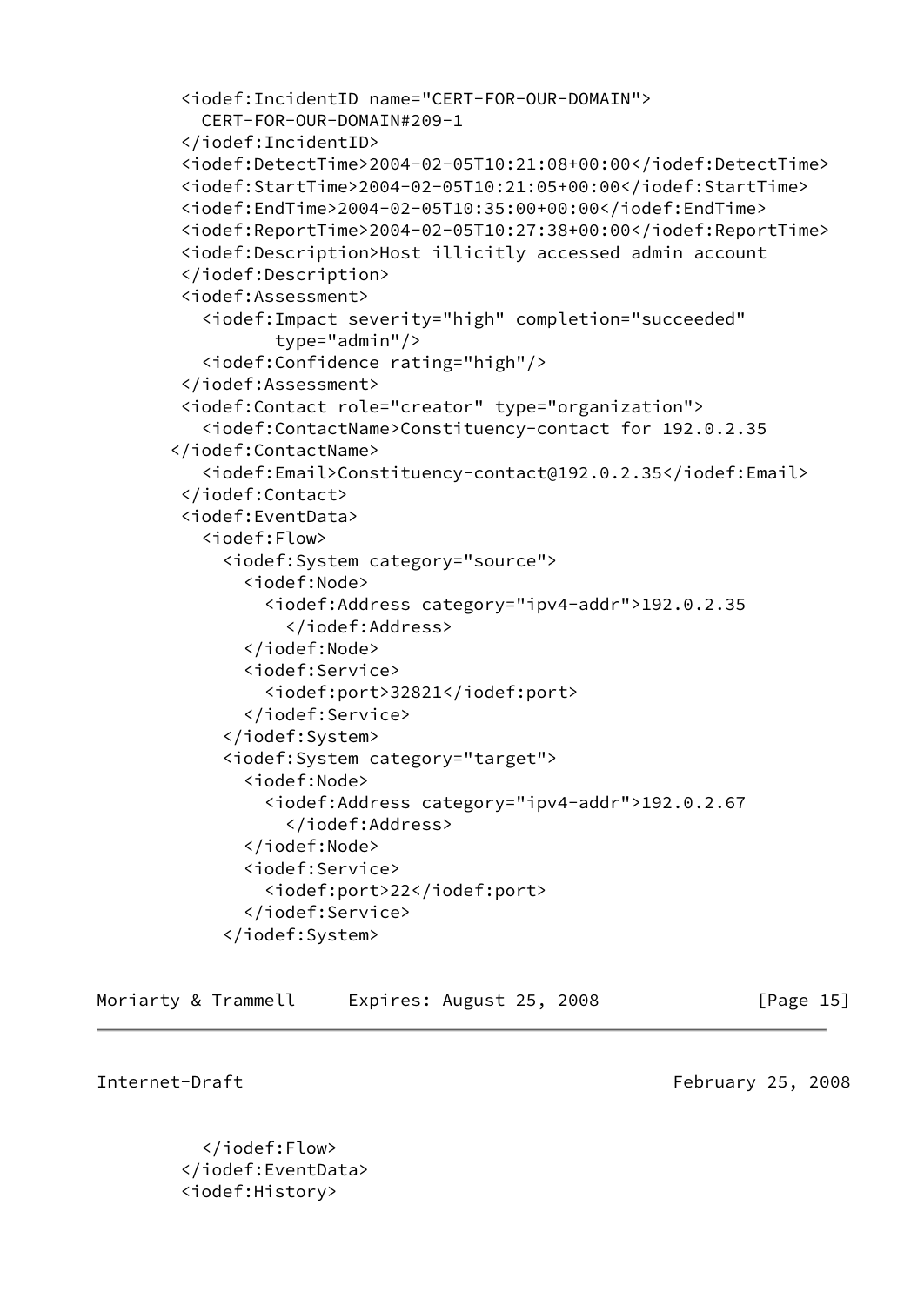```
        <iodef:IncidentID name="CERT-FOR-OUR-DOMAIN">
          CERT-FOR-OUR-DOMAIN#209-1
        </iodef:IncidentID>
        <iodef:DetectTime>2004-02-05T10:21:08+00:00</iodef:DetectTime>
        <iodef:StartTime>2004-02-05T10:21:05+00:00</iodef:StartTime>
        <iodef:EndTime>2004-02-05T10:35:00+00:00</iodef:EndTime>
        <iodef:ReportTime>2004-02-05T10:27:38+00:00</iodef:ReportTime>
        <iodef:Description>Host illicitly accessed admin account
        </iodef:Description>
        <iodef:Assessment>
          <iodef:Impact severity="high" completion="succeeded"
                 type="admin"/>
          <iodef:Confidence rating="high"/>
        </iodef:Assessment>
        <iodef:Contact role="creator" type="organization">
          <iodef:ContactName>Constituency-contact for 192.0.2.35
       </iodef:ContactName>
          <iodef:Email>Constituency-contact@192.0.2.35</iodef:Email>
        </iodef:Contact>
        <iodef:EventData>
          <iodef:Flow>
            <iodef:System category="source">
              <iodef:Node>
                <iodef:Address category="ipv4-addr">192.0.2.35
                  </iodef:Address>
              </iodef:Node>
              <iodef:Service>
                <iodef:port>32821</iodef:port>
              </iodef:Service>
            </iodef:System>
            <iodef:System category="target">
              <iodef:Node>
                <iodef:Address category="ipv4-addr">192.0.2.67
                  </iodef:Address>
              </iodef:Node>
              <iodef:Service>
                <iodef:port>22</iodef:port>
              </iodef:Service>
            </iodef:System>
          </iodef:Flow>
        </iodef:EventData>
        <iodef:History>
```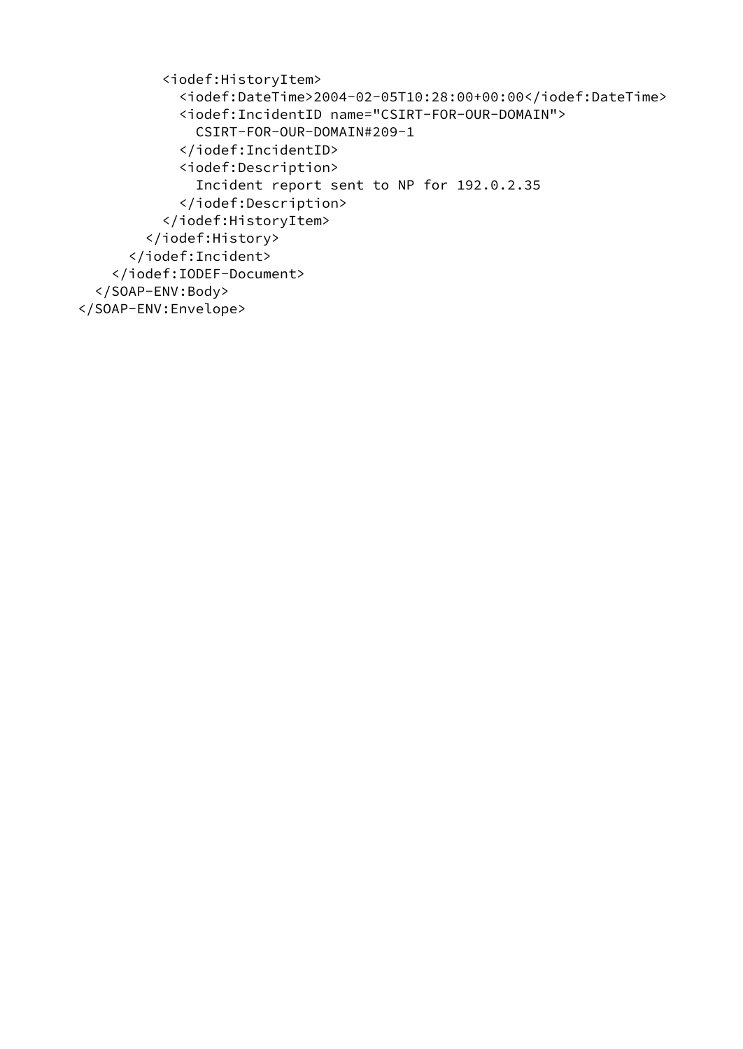```
          <iodef:HistoryItem>
            <iodef:DateTime>2004-02-05T10:28:00+00:00</iodef:DateTime>
            <iodef:IncidentID name="CSIRT-FOR-OUR-DOMAIN">
              CSIRT-FOR-OUR-DOMAIN#209-1
            </iodef:IncidentID>
            <iodef:Description>
              Incident report sent to NP for 192.0.2.35
            </iodef:Description>
          </iodef:HistoryItem>
        </iodef:History>
      </iodef:Incident>
    </iodef:IODEF-Document>
  </SOAP-ENV:Body>
</SOAP-ENV:Envelope>
```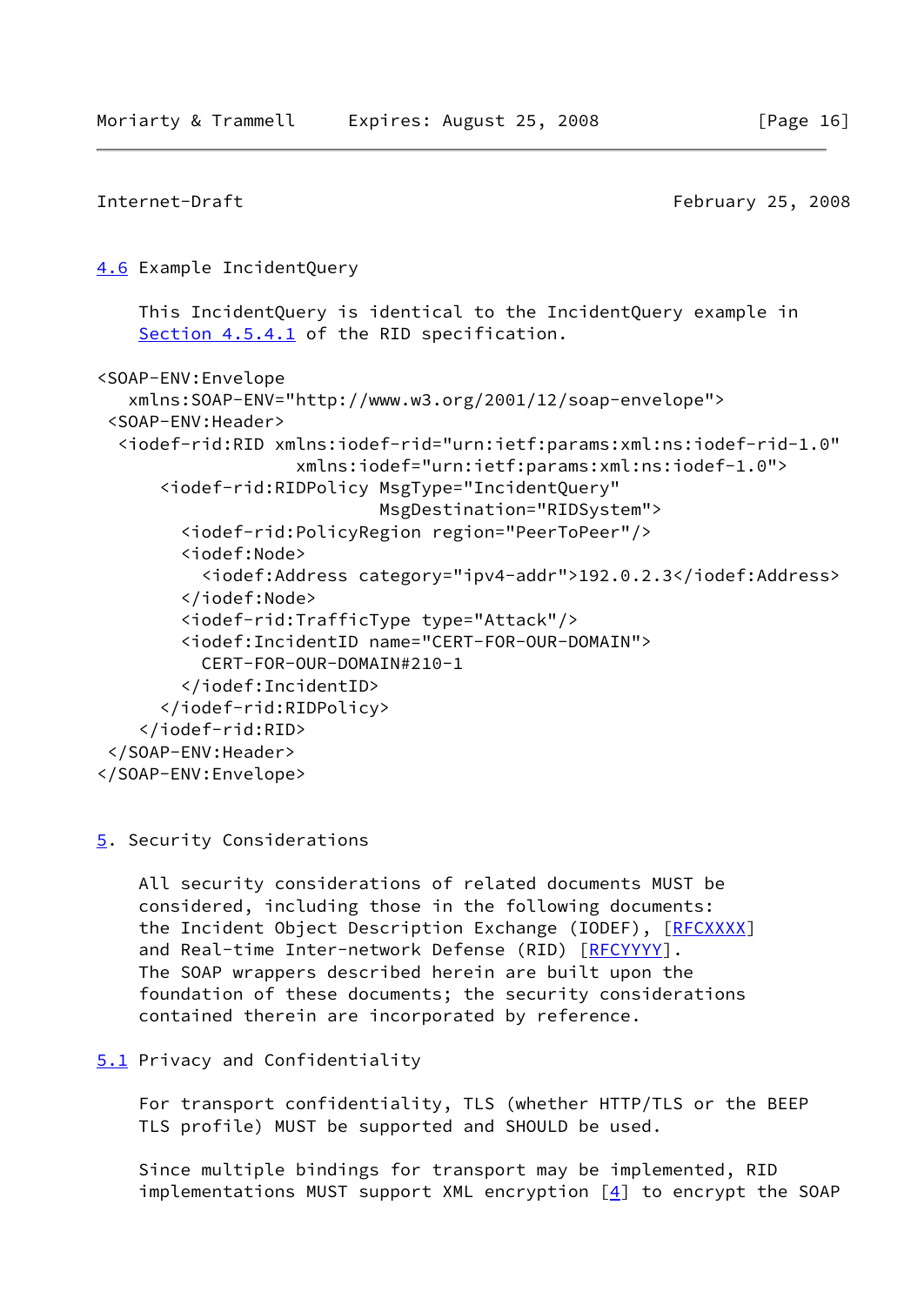### 4.6 Example IncidentQuery

This IncidentQuery is identical to the IncidentQuery example in Section 4.5.4.1 of the RID specification.

```
<SOAP-ENV:Envelope
   xmlns:SOAP-ENV="http://www.w3.org/2001/12/soap-envelope">
 <SOAP-ENV:Header>
  <iodef-rid:RID xmlns:iodef-rid="urn:ietf:params:xml:ns:iodef-rid-1.0"
                   xmlns:iodef="urn:ietf:params:xml:ns:iodef-1.0">
      <iodef-rid:RIDPolicy MsgType="IncidentQuery"
                           MsgDestination="RIDSystem">
        <iodef-rid:PolicyRegion region="PeerToPeer"/>
        <iodef:Node>
          <iodef:Address category="ipv4-addr">192.0.2.3</iodef:Address>
        </iodef:Node>
        <iodef-rid:TrafficType type="Attack"/>
        <iodef:IncidentID name="CERT-FOR-OUR-DOMAIN">
          CERT-FOR-OUR-DOMAIN#210-1
        </iodef:IncidentID>
      </iodef-rid:RIDPolicy>
    </iodef-rid:RID>
 </SOAP-ENV:Header>
</SOAP-ENV:Envelope>
```

## 5. Security Considerations

All security considerations of related documents MUST be considered, including those in the following documents: the Incident Object Description Exchange (IODEF), [RFCXXXX] and Real-time Inter-network Defense (RID) [RFCYYYY]. The SOAP wrappers described herein are built upon the foundation of these documents; the security considerations contained therein are incorporated by reference.

### 5.1 Privacy and Confidentiality

For transport confidentiality, TLS (whether HTTP/TLS or the BEEP TLS profile) MUST be supported and SHOULD be used.

Since multiple bindings for transport may be implemented, RID implementations MUST support XML encryption [4] to encrypt the SOAP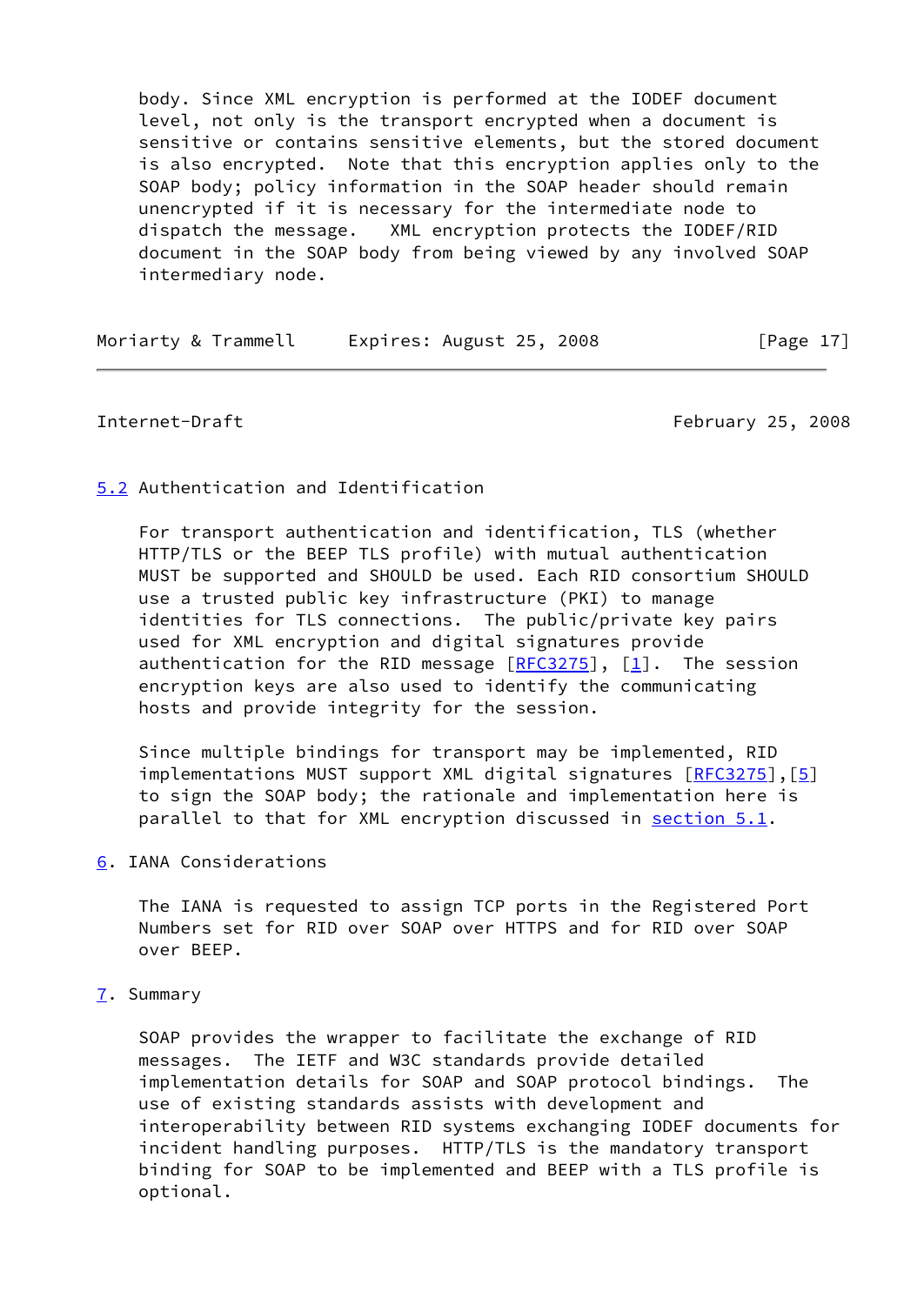body. Since XML encryption is performed at the IODEF document level, not only is the transport encrypted when a document is sensitive or contains sensitive elements, but the stored document is also encrypted. Note that this encryption applies only to the SOAP body; policy information in the SOAP header should remain unencrypted if it is necessary for the intermediate node to dispatch the message. XML encryption protects the IODEF/RID document in the SOAP body from being viewed by any involved SOAP intermediary node.

### 5.2 Authentication and Identification

For transport authentication and identification, TLS (whether HTTP/TLS or the BEEP TLS profile) with mutual authentication MUST be supported and SHOULD be used. Each RID consortium SHOULD use a trusted public key infrastructure (PKI) to manage identities for TLS connections. The public/private key pairs used for XML encryption and digital signatures provide authentication for the RID message [RFC3275], [1]. The session encryption keys are also used to identify the communicating hosts and provide integrity for the session.

Since multiple bindings for transport may be implemented, RID implementations MUST support XML digital signatures [RFC3275],[5] to sign the SOAP body; the rationale and implementation here is parallel to that for XML encryption discussed in section 5.1.

## 6. IANA Considerations

The IANA is requested to assign TCP ports in the Registered Port Numbers set for RID over SOAP over HTTPS and for RID over SOAP over BEEP.

## 7. Summary

SOAP provides the wrapper to facilitate the exchange of RID messages. The IETF and W3C standards provide detailed implementation details for SOAP and SOAP protocol bindings. The use of existing standards assists with development and interoperability between RID systems exchanging IODEF documents for incident handling purposes. HTTP/TLS is the mandatory transport binding for SOAP to be implemented and BEEP with a TLS profile is optional.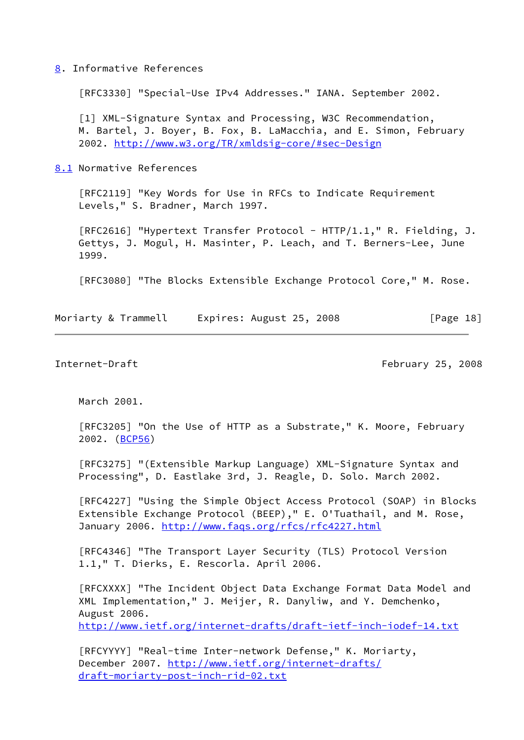## 8. Informative References

[RFC3330] "Special-Use IPv4 Addresses." IANA. September 2002.

[1] XML-Signature Syntax and Processing, W3C Recommendation, M. Bartel, J. Boyer, B. Fox, B. LaMacchia, and E. Simon, February 2002. http://www.w3.org/TR/xmldsig-core/#sec-Design

### 8.1 Normative References

[RFC2119] "Key Words for Use in RFCs to Indicate Requirement Levels," S. Bradner, March 1997.

[RFC2616] "Hypertext Transfer Protocol - HTTP/1.1," R. Fielding, J. Gettys, J. Mogul, H. Masinter, P. Leach, and T. Berners-Lee, June 1999.

[RFC3080] "The Blocks Extensible Exchange Protocol Core," M. Rose. March 2001.

[RFC3205] "On the Use of HTTP as a Substrate," K. Moore, February 2002. (BCP56)

[RFC3275] "(Extensible Markup Language) XML-Signature Syntax and Processing", D. Eastlake 3rd, J. Reagle, D. Solo. March 2002.

[RFC4227] "Using the Simple Object Access Protocol (SOAP) in Blocks Extensible Exchange Protocol (BEEP)," E. O'Tuathail, and M. Rose, January 2006. http://www.faqs.org/rfcs/rfc4227.html

[RFC4346] "The Transport Layer Security (TLS) Protocol Version 1.1," T. Dierks, E. Rescorla. April 2006.

[RFCXXXX] "The Incident Object Data Exchange Format Data Model and XML Implementation," J. Meijer, R. Danyliw, and Y. Demchenko, August 2006. http://www.ietf.org/internet-drafts/draft-ietf-inch-iodef-14.txt

[RFCYYYY] "Real-time Inter-network Defense," K. Moriarty, December 2007. http://www.ietf.org/internet-drafts/draft-moriarty-post-inch-rid-02.txt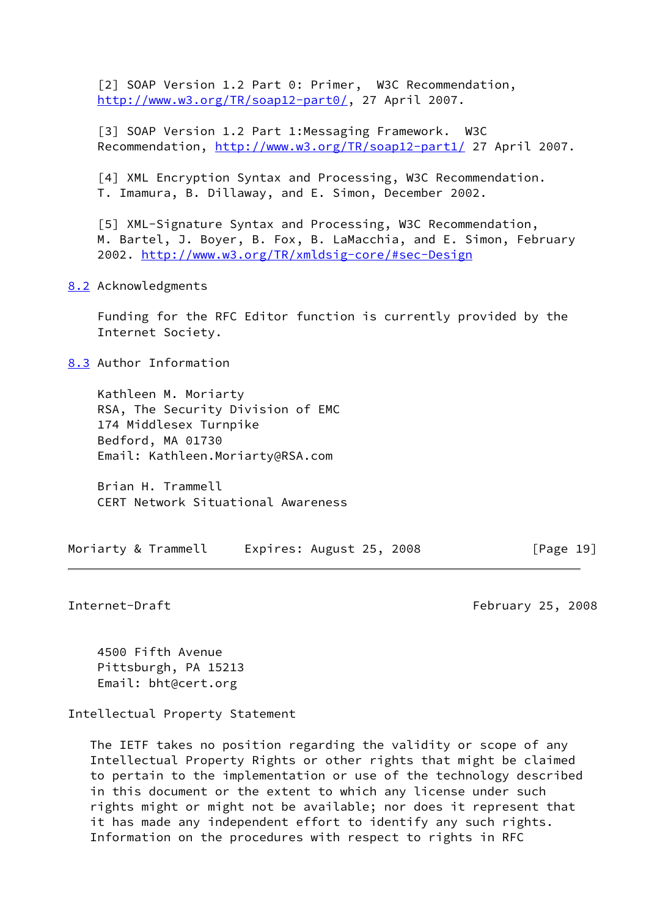[2] SOAP Version 1.2 Part 0: Primer, W3C Recommendation, http://www.w3.org/TR/soap12-part0/, 27 April 2007.

[3] SOAP Version 1.2 Part 1:Messaging Framework. W3C Recommendation, http://www.w3.org/TR/soap12-part1/ 27 April 2007.

[4] XML Encryption Syntax and Processing, W3C Recommendation. T. Imamura, B. Dillaway, and E. Simon, December 2002.

[5] XML-Signature Syntax and Processing, W3C Recommendation, M. Bartel, J. Boyer, B. Fox, B. LaMacchia, and E. Simon, February 2002. http://www.w3.org/TR/xmldsig-core/#sec-Design

## 8.2 Acknowledgments

Funding for the RFC Editor function is currently provided by the Internet Society.

## 8.3 Author Information

Kathleen M. Moriarty
RSA, The Security Division of EMC
174 Middlesex Turnpike
Bedford, MA 01730
Email: Kathleen.Moriarty@RSA.com

Brian H. Trammell
CERT Network Situational Awareness
4500 Fifth Avenue
Pittsburgh, PA 15213
Email: bht@cert.org

## Intellectual Property Statement

The IETF takes no position regarding the validity or scope of any Intellectual Property Rights or other rights that might be claimed to pertain to the implementation or use of the technology described in this document or the extent to which any license under such rights might or might not be available; nor does it represent that it has made any independent effort to identify any such rights. Information on the procedures with respect to rights in RFC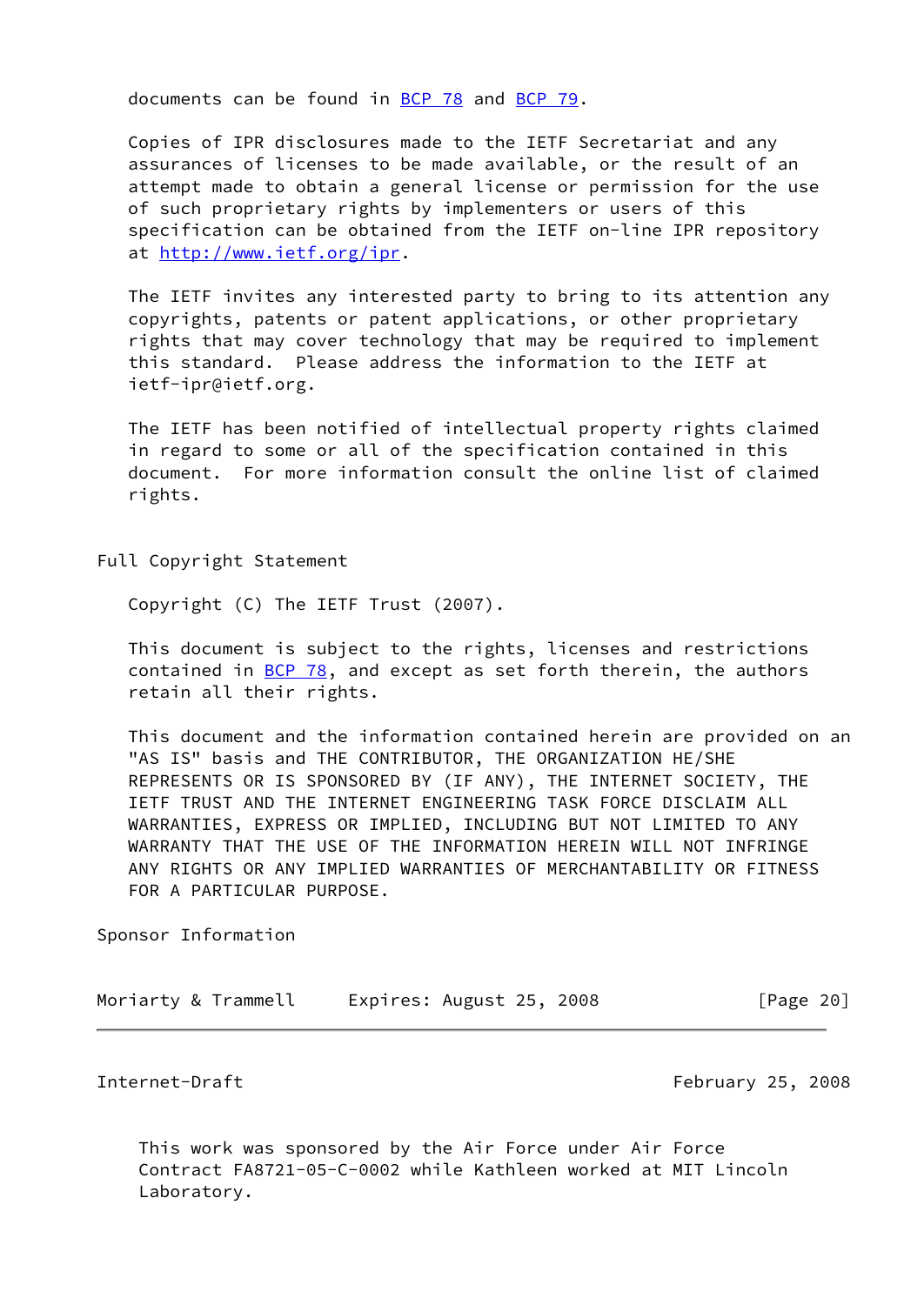documents can be found in BCP 78 and BCP 79.

Copies of IPR disclosures made to the IETF Secretariat and any assurances of licenses to be made available, or the result of an attempt made to obtain a general license or permission for the use of such proprietary rights by implementers or users of this specification can be obtained from the IETF on-line IPR repository at http://www.ietf.org/ipr.

The IETF invites any interested party to bring to its attention any copyrights, patents or patent applications, or other proprietary rights that may cover technology that may be required to implement this standard. Please address the information to the IETF at ietf-ipr@ietf.org.

The IETF has been notified of intellectual property rights claimed in regard to some or all of the specification contained in this document. For more information consult the online list of claimed rights.

## Full Copyright Statement

Copyright (C) The IETF Trust (2007).

This document is subject to the rights, licenses and restrictions contained in BCP 78, and except as set forth therein, the authors retain all their rights.

This document and the information contained herein are provided on an "AS IS" basis and THE CONTRIBUTOR, THE ORGANIZATION HE/SHE REPRESENTS OR IS SPONSORED BY (IF ANY), THE INTERNET SOCIETY, THE IETF TRUST AND THE INTERNET ENGINEERING TASK FORCE DISCLAIM ALL WARRANTIES, EXPRESS OR IMPLIED, INCLUDING BUT NOT LIMITED TO ANY WARRANTY THAT THE USE OF THE INFORMATION HEREIN WILL NOT INFRINGE ANY RIGHTS OR ANY IMPLIED WARRANTIES OF MERCHANTABILITY OR FITNESS FOR A PARTICULAR PURPOSE.

## Sponsor Information

This work was sponsored by the Air Force under Air Force Contract FA8721-05-C-0002 while Kathleen worked at MIT Lincoln Laboratory.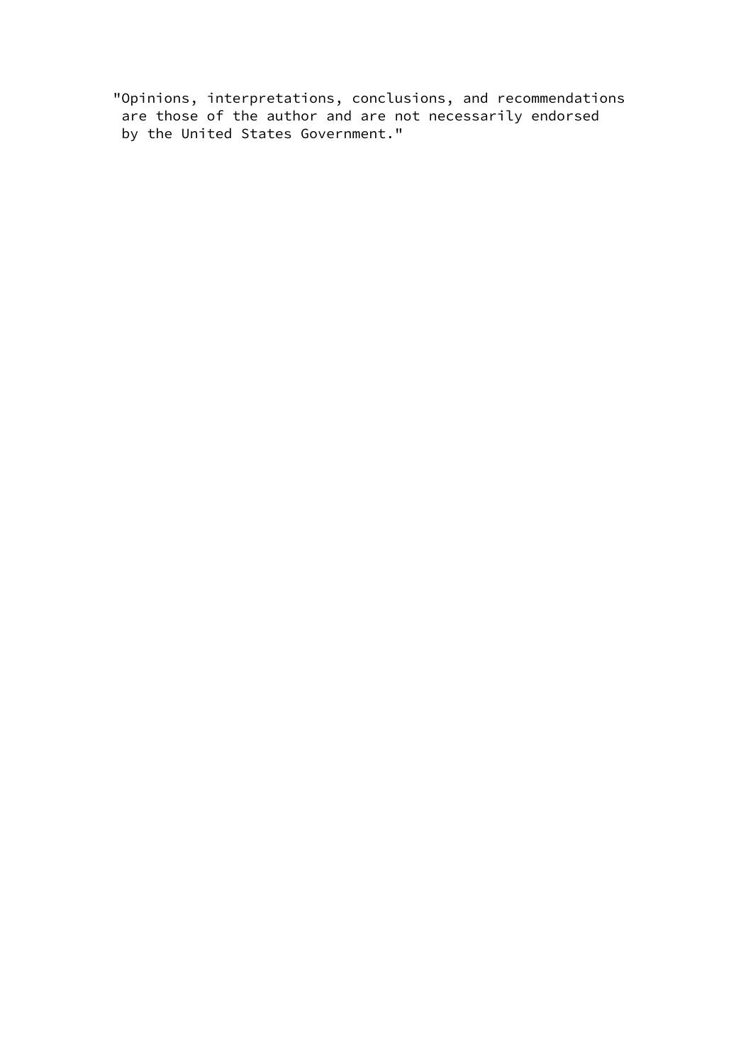"Opinions, interpretations, conclusions, and recommendations are those of the author and are not necessarily endorsed by the United States Government."